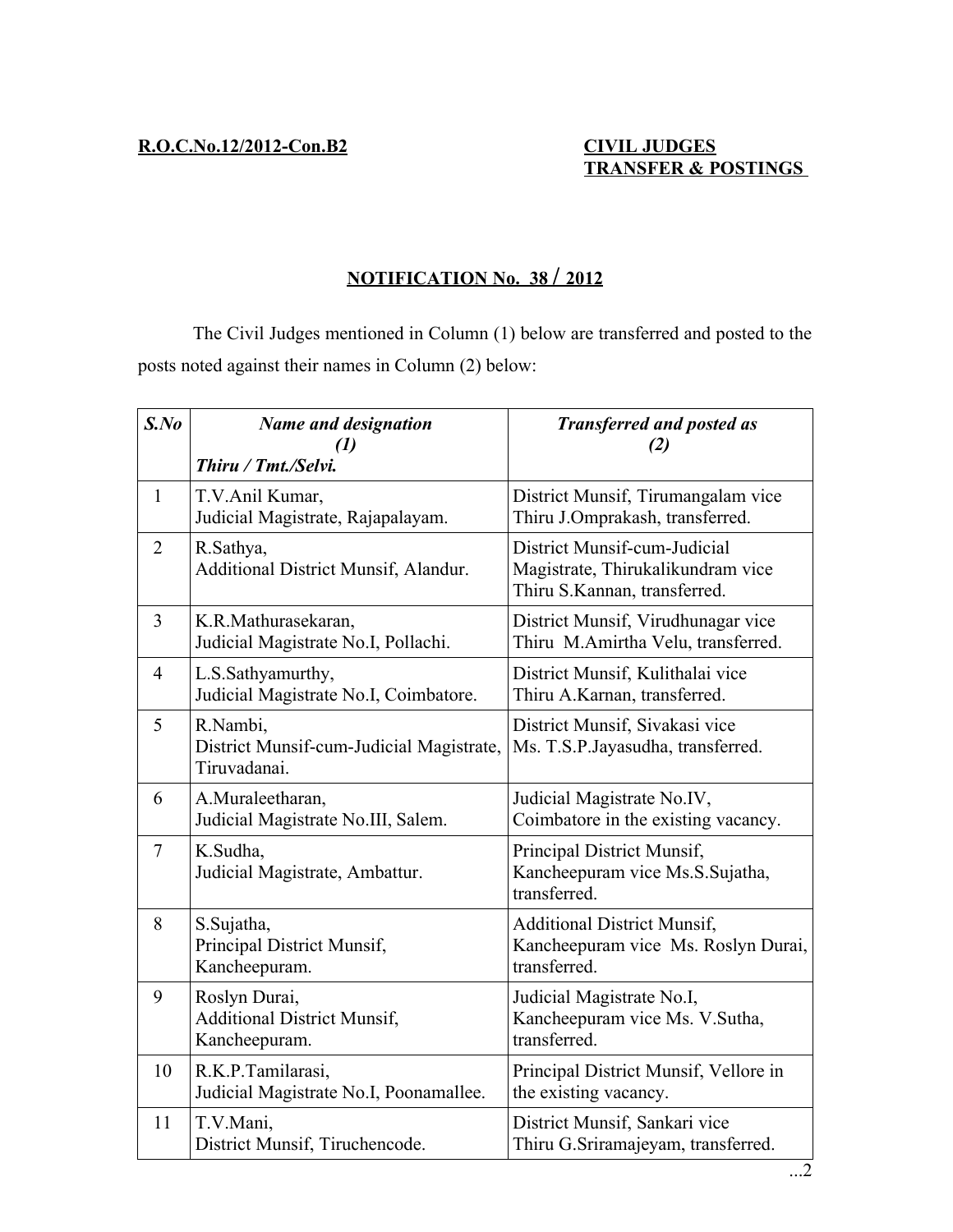**R.O.C.No.12/2012-Con.B2**

**CIVIL JUDGES**
**TRANSFER & POSTINGS**

## NOTIFICATION No. 38 / 2012

The Civil Judges mentioned in Column (1) below are transferred and posted to the posts noted against their names in Column (2) below:

| ***S.No*** | ***Name and designation (1) Thiru / Tmt./Selvi.*** | ***Transferred and posted as (2)*** |
|---|---|---|
| 1 | T.V.Anil Kumar, Judicial Magistrate, Rajapalayam. | District Munsif, Tirumangalam vice Thiru J.Omprakash, transferred. |
| 2 | R.Sathya, Additional District Munsif, Alandur. | District Munsif-cum-Judicial Magistrate, Thirukalikundram vice Thiru S.Kannan, transferred. |
| 3 | K.R.Mathurasekaran, Judicial Magistrate No.I, Pollachi. | District Munsif, Virudhunagar vice Thiru M.Amirtha Velu, transferred. |
| 4 | L.S.Sathyamurthy, Judicial Magistrate No.I, Coimbatore. | District Munsif, Kulithalai vice Thiru A.Karnan, transferred. |
| 5 | R.Nambi, District Munsif-cum-Judicial Magistrate, Tiruvadanai. | District Munsif, Sivakasi vice Ms. T.S.P.Jayasudha, transferred. |
| 6 | A.Muraleetharan, Judicial Magistrate No.III, Salem. | Judicial Magistrate No.IV, Coimbatore in the existing vacancy. |
| 7 | K.Sudha, Judicial Magistrate, Ambattur. | Principal District Munsif, Kancheepuram vice Ms.S.Sujatha, transferred. |
| 8 | S.Sujatha, Principal District Munsif, Kancheepuram. | Additional District Munsif, Kancheepuram vice Ms. Roslyn Durai, transferred. |
| 9 | Roslyn Durai, Additional District Munsif, Kancheepuram. | Judicial Magistrate No.I, Kancheepuram vice Ms. V.Sutha, transferred. |
| 10 | R.K.P.Tamilarasi, Judicial Magistrate No.I, Poonamallee. | Principal District Munsif, Vellore in the existing vacancy. |
| 11 | T.V.Mani, District Munsif, Tiruchencode. | District Munsif, Sankari vice Thiru G.Sriramajeyam, transferred. |

...2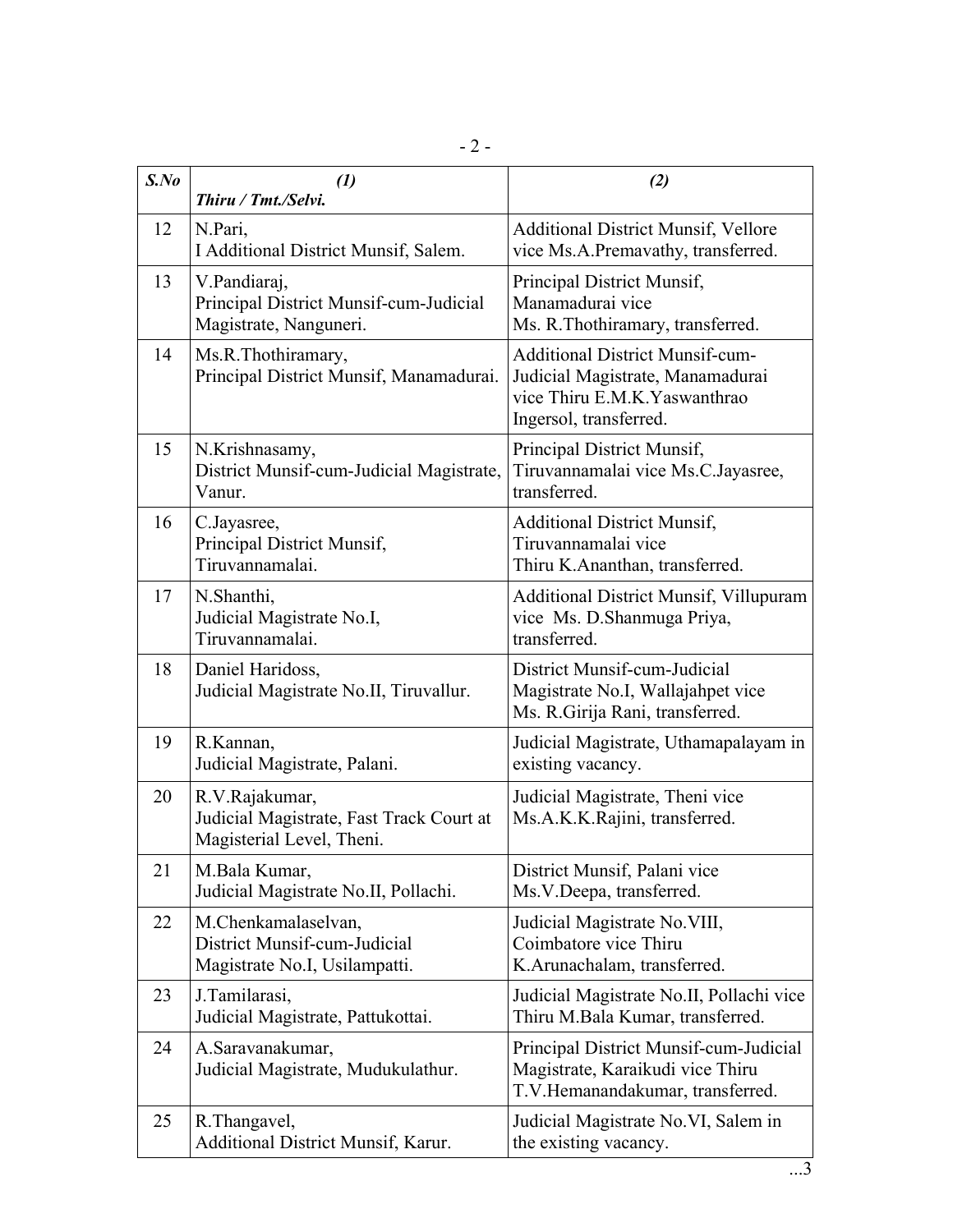| S.No | (1)<br>Thiru / Tmt./Selvi. | (2) |
|---|---|---|
| 12 | N.Pari,<br>I Additional District Munsif, Salem. | Additional District Munsif, Vellore vice Ms.A.Premavathy, transferred. |
| 13 | V.Pandiaraj,<br>Principal District Munsif-cum-Judicial Magistrate, Nanguneri. | Principal District Munsif, Manamadurai vice Ms. R.Thothiramary, transferred. |
| 14 | Ms.R.Thothiramary,<br>Principal District Munsif, Manamadurai. | Additional District Munsif-cum-Judicial Magistrate, Manamadurai vice Thiru E.M.K.Yaswanthrao Ingersol, transferred. |
| 15 | N.Krishnasamy,<br>District Munsif-cum-Judicial Magistrate, Vanur. | Principal District Munsif, Tiruvannamalai vice Ms.C.Jayasree, transferred. |
| 16 | C.Jayasree,<br>Principal District Munsif, Tiruvannamalai. | Additional District Munsif, Tiruvannamalai vice Thiru K.Ananthan, transferred. |
| 17 | N.Shanthi,<br>Judicial Magistrate No.I, Tiruvannamalai. | Additional District Munsif, Villupuram vice Ms. D.Shanmuga Priya, transferred. |
| 18 | Daniel Haridoss,<br>Judicial Magistrate No.II, Tiruvallur. | District Munsif-cum-Judicial Magistrate No.I, Wallajahpet vice Ms. R.Girija Rani, transferred. |
| 19 | R.Kannan,<br>Judicial Magistrate, Palani. | Judicial Magistrate, Uthamapalayam in existing vacancy. |
| 20 | R.V.Rajakumar,<br>Judicial Magistrate, Fast Track Court at Magisterial Level, Theni. | Judicial Magistrate, Theni vice Ms.A.K.K.Rajini, transferred. |
| 21 | M.Bala Kumar,<br>Judicial Magistrate No.II, Pollachi. | District Munsif, Palani vice Ms.V.Deepa, transferred. |
| 22 | M.Chenkamalaselvan,<br>District Munsif-cum-Judicial Magistrate No.I, Usilampatti. | Judicial Magistrate No.VIII, Coimbatore vice Thiru K.Arunachalam, transferred. |
| 23 | J.Tamilarasi,<br>Judicial Magistrate, Pattukottai. | Judicial Magistrate No.II, Pollachi vice Thiru M.Bala Kumar, transferred. |
| 24 | A.Saravanakumar,<br>Judicial Magistrate, Mudukulathur. | Principal District Munsif-cum-Judicial Magistrate, Karaikudi vice Thiru T.V.Hemanandakumar, transferred. |
| 25 | R.Thangavel,<br>Additional District Munsif, Karur. | Judicial Magistrate No.VI, Salem in the existing vacancy. |

...3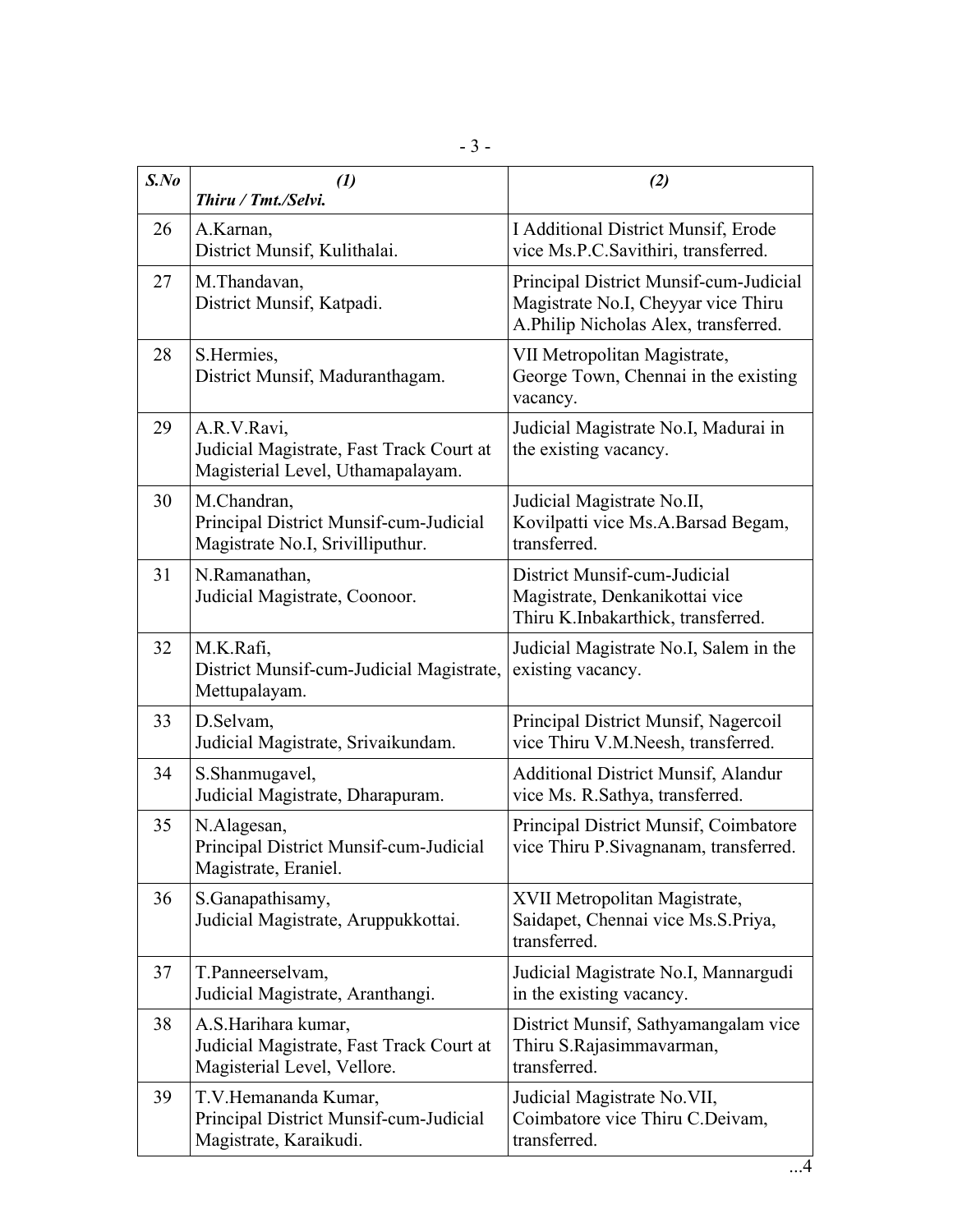| *S.No* | ***(1)*** ***Thiru / Tmt./Selvi.*** | ***(2)*** |
|---|---|---|
| 26 | A.Karnan, District Munsif, Kulithalai. | I Additional District Munsif, Erode vice Ms.P.C.Savithiri, transferred. |
| 27 | M.Thandavan, District Munsif, Katpadi. | Principal District Munsif-cum-Judicial Magistrate No.I, Cheyyar vice Thiru A.Philip Nicholas Alex, transferred. |
| 28 | S.Hermies, District Munsif, Maduranthagam. | VII Metropolitan Magistrate, George Town, Chennai in the existing vacancy. |
| 29 | A.R.V.Ravi, Judicial Magistrate, Fast Track Court at Magisterial Level, Uthamapalayam. | Judicial Magistrate No.I, Madurai in the existing vacancy. |
| 30 | M.Chandran, Principal District Munsif-cum-Judicial Magistrate No.I, Srivilliputhur. | Judicial Magistrate No.II, Kovilpatti vice Ms.A.Barsad Begam, transferred. |
| 31 | N.Ramanathan, Judicial Magistrate, Coonoor. | District Munsif-cum-Judicial Magistrate, Denkanikottai vice Thiru K.Inbakarthick, transferred. |
| 32 | M.K.Rafi, District Munsif-cum-Judicial Magistrate, Mettupalayam. | Judicial Magistrate No.I, Salem in the existing vacancy. |
| 33 | D.Selvam, Judicial Magistrate, Srivaikundam. | Principal District Munsif, Nagercoil vice Thiru V.M.Neesh, transferred. |
| 34 | S.Shanmugavel, Judicial Magistrate, Dharapuram. | Additional District Munsif, Alandur vice Ms. R.Sathya, transferred. |
| 35 | N.Alagesan, Principal District Munsif-cum-Judicial Magistrate, Eraniel. | Principal District Munsif, Coimbatore vice Thiru P.Sivagnanam, transferred. |
| 36 | S.Ganapathisamy, Judicial Magistrate, Aruppukkottai. | XVII Metropolitan Magistrate, Saidapet, Chennai vice Ms.S.Priya, transferred. |
| 37 | T.Panneerselvam, Judicial Magistrate, Aranthangi. | Judicial Magistrate No.I, Mannargudi in the existing vacancy. |
| 38 | A.S.Harihara kumar, Judicial Magistrate, Fast Track Court at Magisterial Level, Vellore. | District Munsif, Sathyamangalam vice Thiru S.Rajasimmavarman, transferred. |
| 39 | T.V.Hemananda Kumar, Principal District Munsif-cum-Judicial Magistrate, Karaikudi. | Judicial Magistrate No.VII, Coimbatore vice Thiru C.Deivam, transferred. |

...4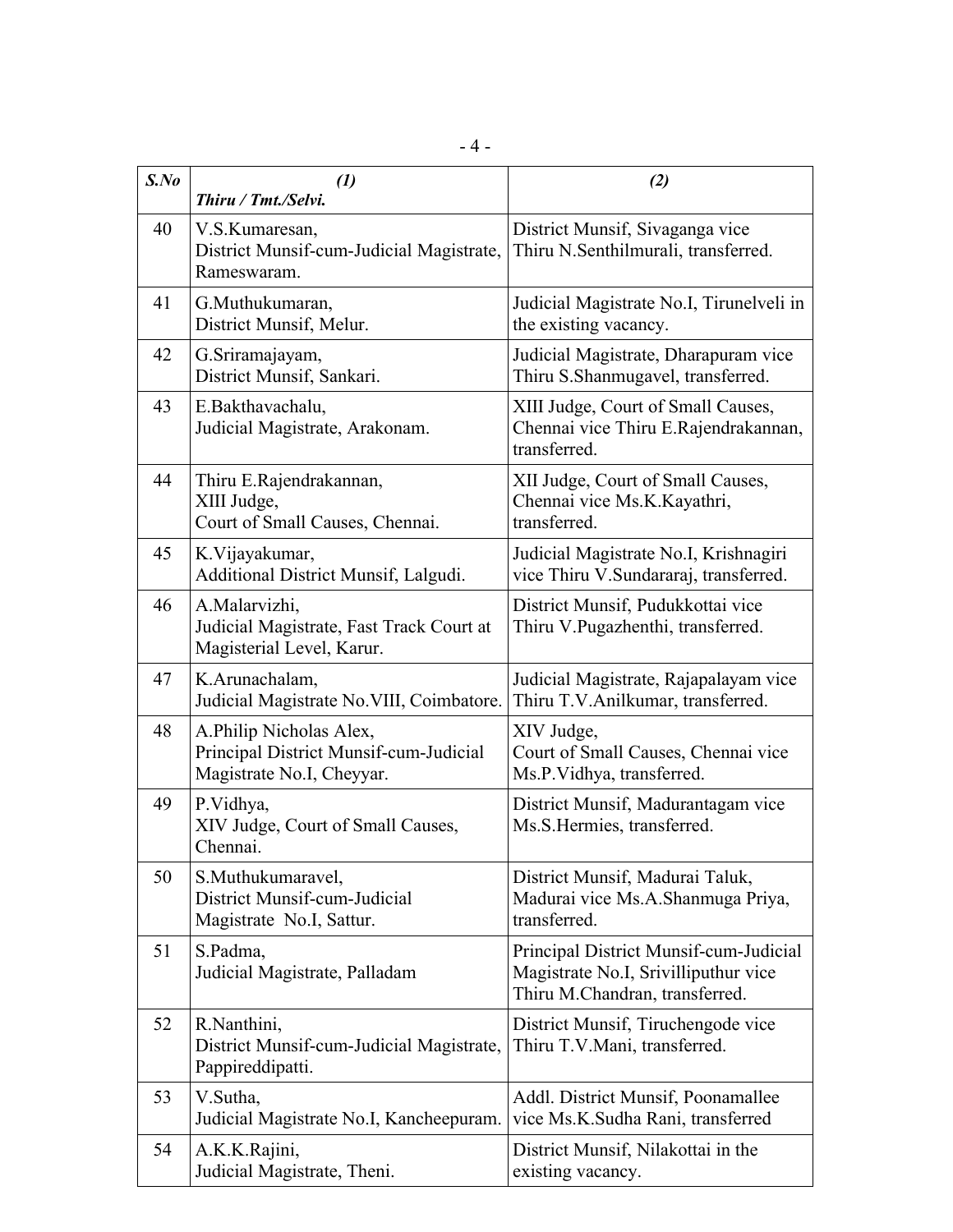| S.No | (1) Thiru / Tmt./Selvi. | (2) |
|---|---|---|
| 40 | V.S.Kumaresan, District Munsif-cum-Judicial Magistrate, Rameswaram. | District Munsif, Sivaganga vice Thiru N.Senthilmurali, transferred. |
| 41 | G.Muthukumaran, District Munsif, Melur. | Judicial Magistrate No.I, Tirunelveli in the existing vacancy. |
| 42 | G.Sriramajayam, District Munsif, Sankari. | Judicial Magistrate, Dharapuram vice Thiru S.Shanmugavel, transferred. |
| 43 | E.Bakthavachalu, Judicial Magistrate, Arakonam. | XIII Judge, Court of Small Causes, Chennai vice Thiru E.Rajendrakannan, transferred. |
| 44 | Thiru E.Rajendrakannan, XIII Judge, Court of Small Causes, Chennai. | XII Judge, Court of Small Causes, Chennai vice Ms.K.Kayathri, transferred. |
| 45 | K.Vijayakumar, Additional District Munsif, Lalgudi. | Judicial Magistrate No.I, Krishnagiri vice Thiru V.Sundararaj, transferred. |
| 46 | A.Malarvizhi, Judicial Magistrate, Fast Track Court at Magisterial Level, Karur. | District Munsif, Pudukkottai vice Thiru V.Pugazhenthi, transferred. |
| 47 | K.Arunachalam, Judicial Magistrate No.VIII, Coimbatore. | Judicial Magistrate, Rajapalayam vice Thiru T.V.Anilkumar, transferred. |
| 48 | A.Philip Nicholas Alex, Principal District Munsif-cum-Judicial Magistrate No.I, Cheyyar. | XIV Judge, Court of Small Causes, Chennai vice Ms.P.Vidhya, transferred. |
| 49 | P.Vidhya, XIV Judge, Court of Small Causes, Chennai. | District Munsif, Madurantagam vice Ms.S.Hermies, transferred. |
| 50 | S.Muthukumaravel, District Munsif-cum-Judicial Magistrate No.I, Sattur. | District Munsif, Madurai Taluk, Madurai vice Ms.A.Shanmuga Priya, transferred. |
| 51 | S.Padma, Judicial Magistrate, Palladam | Principal District Munsif-cum-Judicial Magistrate No.I, Srivilliputhur vice Thiru M.Chandran, transferred. |
| 52 | R.Nanthini, District Munsif-cum-Judicial Magistrate, Pappireddipatti. | District Munsif, Tiruchengode vice Thiru T.V.Mani, transferred. |
| 53 | V.Sutha, Judicial Magistrate No.I, Kancheepuram. | Addl. District Munsif, Poonamallee vice Ms.K.Sudha Rani, transferred |
| 54 | A.K.K.Rajini, Judicial Magistrate, Theni. | District Munsif, Nilakottai in the existing vacancy. |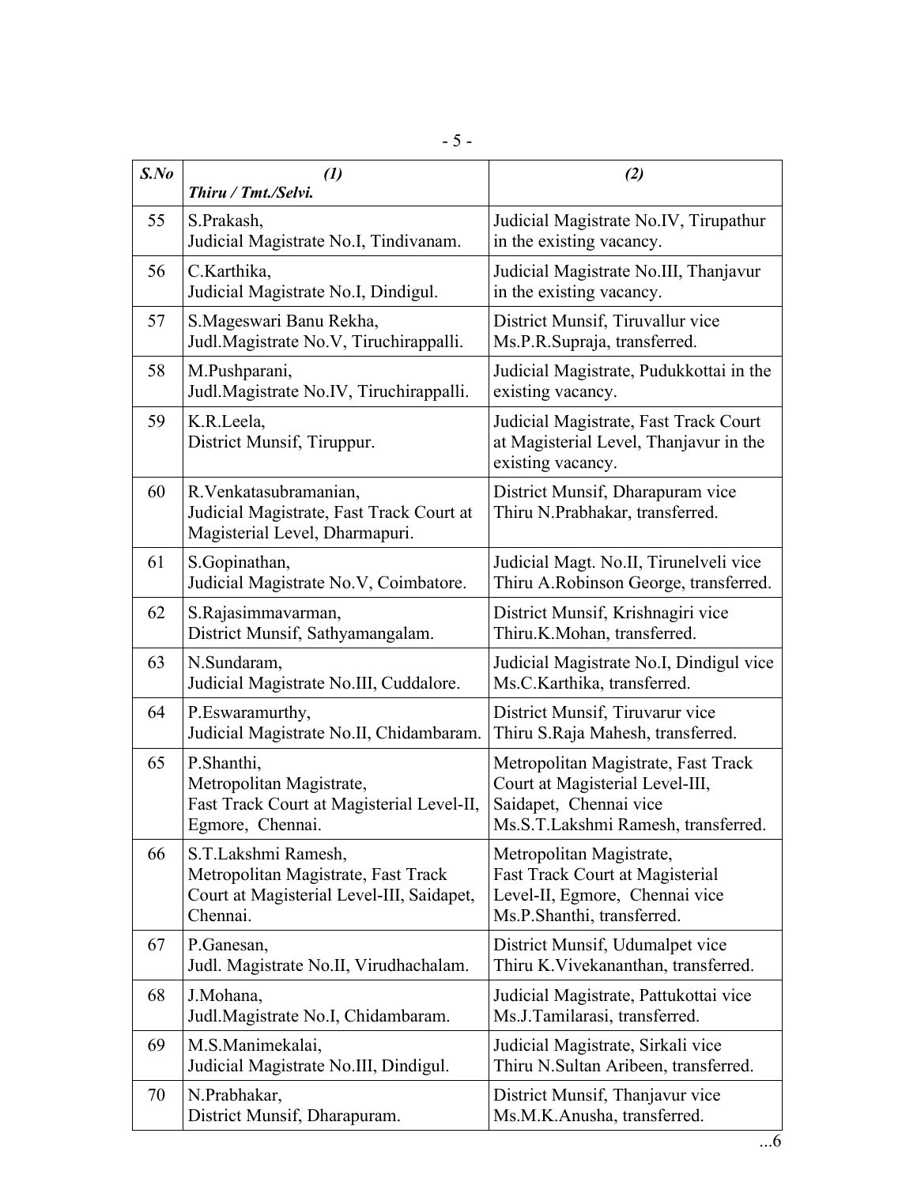| S.No | (1)<br>Thiru / Tmt./Selvi. | (2) |
|---|---|---|
| 55 | S.Prakash,<br>Judicial Magistrate No.I, Tindivanam. | Judicial Magistrate No.IV, Tirupathur in the existing vacancy. |
| 56 | C.Karthika,<br>Judicial Magistrate No.I, Dindigul. | Judicial Magistrate No.III, Thanjavur in the existing vacancy. |
| 57 | S.Mageswari Banu Rekha,<br>Judl.Magistrate No.V, Tiruchirappalli. | District Munsif, Tiruvallur vice Ms.P.R.Supraja, transferred. |
| 58 | M.Pushparani,<br>Judl.Magistrate No.IV, Tiruchirappalli. | Judicial Magistrate, Pudukkottai in the existing vacancy. |
| 59 | K.R.Leela,<br>District Munsif, Tiruppur. | Judicial Magistrate, Fast Track Court at Magisterial Level, Thanjavur in the existing vacancy. |
| 60 | R.Venkatasubramanian,<br>Judicial Magistrate, Fast Track Court at Magisterial Level, Dharmapuri. | District Munsif, Dharapuram vice Thiru N.Prabhakar, transferred. |
| 61 | S.Gopinathan,<br>Judicial Magistrate No.V, Coimbatore. | Judicial Magt. No.II, Tirunelveli vice Thiru A.Robinson George, transferred. |
| 62 | S.Rajasimmavarman,<br>District Munsif, Sathyamangalam. | District Munsif, Krishnagiri vice Thiru.K.Mohan, transferred. |
| 63 | N.Sundaram,<br>Judicial Magistrate No.III, Cuddalore. | Judicial Magistrate No.I, Dindigul vice Ms.C.Karthika, transferred. |
| 64 | P.Eswaramurthy,<br>Judicial Magistrate No.II, Chidambaram. | District Munsif, Tiruvarur vice Thiru S.Raja Mahesh, transferred. |
| 65 | P.Shanthi,<br>Metropolitan Magistrate,<br>Fast Track Court at Magisterial Level-II, Egmore, Chennai. | Metropolitan Magistrate, Fast Track Court at Magisterial Level-III, Saidapet, Chennai vice Ms.S.T.Lakshmi Ramesh, transferred. |
| 66 | S.T.Lakshmi Ramesh,<br>Metropolitan Magistrate, Fast Track Court at Magisterial Level-III, Saidapet, Chennai. | Metropolitan Magistrate,<br>Fast Track Court at Magisterial Level-II, Egmore, Chennai vice Ms.P.Shanthi, transferred. |
| 67 | P.Ganesan,<br>Judl. Magistrate No.II, Virudhachalam. | District Munsif, Udumalpet vice Thiru K.Vivekananthan, transferred. |
| 68 | J.Mohana,<br>Judl.Magistrate No.I, Chidambaram. | Judicial Magistrate, Pattukottai vice Ms.J.Tamilarasi, transferred. |
| 69 | M.S.Manimekalai,<br>Judicial Magistrate No.III, Dindigul. | Judicial Magistrate, Sirkali vice Thiru N.Sultan Aribeen, transferred. |
| 70 | N.Prabhakar,<br>District Munsif, Dharapuram. | District Munsif, Thanjavur vice Ms.M.K.Anusha, transferred. |

...6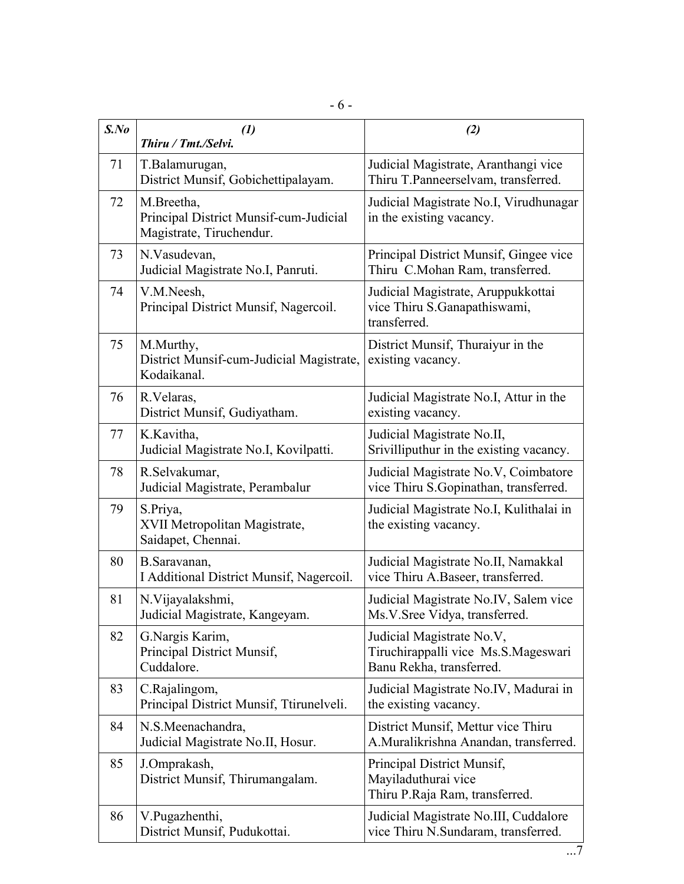| S.No | (1) Thiru / Tmt./Selvi. | (2) |
|---|---|---|
| 71 | T.Balamurugan, District Munsif, Gobichettipalayam. | Judicial Magistrate, Aranthangi vice Thiru T.Panneerselvam, transferred. |
| 72 | M.Breetha, Principal District Munsif-cum-Judicial Magistrate, Tiruchendur. | Judicial Magistrate No.I, Virudhunagar in the existing vacancy. |
| 73 | N.Vasudevan, Judicial Magistrate No.I, Panruti. | Principal District Munsif, Gingee vice Thiru C.Mohan Ram, transferred. |
| 74 | V.M.Neesh, Principal District Munsif, Nagercoil. | Judicial Magistrate, Aruppukkottai vice Thiru S.Ganapathiswami, transferred. |
| 75 | M.Murthy, District Munsif-cum-Judicial Magistrate, Kodaikanal. | District Munsif, Thuraiyur in the existing vacancy. |
| 76 | R.Velaras, District Munsif, Gudiyatham. | Judicial Magistrate No.I, Attur in the existing vacancy. |
| 77 | K.Kavitha, Judicial Magistrate No.I, Kovilpatti. | Judicial Magistrate No.II, Srivilliputhur in the existing vacancy. |
| 78 | R.Selvakumar, Judicial Magistrate, Perambalur | Judicial Magistrate No.V, Coimbatore vice Thiru S.Gopinathan, transferred. |
| 79 | S.Priya, XVII Metropolitan Magistrate, Saidapet, Chennai. | Judicial Magistrate No.I, Kulithalai in the existing vacancy. |
| 80 | B.Saravanan, I Additional District Munsif, Nagercoil. | Judicial Magistrate No.II, Namakkal vice Thiru A.Baseer, transferred. |
| 81 | N.Vijayalakshmi, Judicial Magistrate, Kangeyam. | Judicial Magistrate No.IV, Salem vice Ms.V.Sree Vidya, transferred. |
| 82 | G.Nargis Karim, Principal District Munsif, Cuddalore. | Judicial Magistrate No.V, Tiruchirappalli vice Ms.S.Mageswari Banu Rekha, transferred. |
| 83 | C.Rajalingom, Principal District Munsif, Ttirunelveli. | Judicial Magistrate No.IV, Madurai in the existing vacancy. |
| 84 | N.S.Meenachandra, Judicial Magistrate No.II, Hosur. | District Munsif, Mettur vice Thiru A.Muralikrishna Anandan, transferred. |
| 85 | J.Omprakash, District Munsif, Thirumangalam. | Principal District Munsif, Mayiladuthurai vice Thiru P.Raja Ram, transferred. |
| 86 | V.Pugazhenthi, District Munsif, Pudukottai. | Judicial Magistrate No.III, Cuddalore vice Thiru N.Sundaram, transferred. |

...7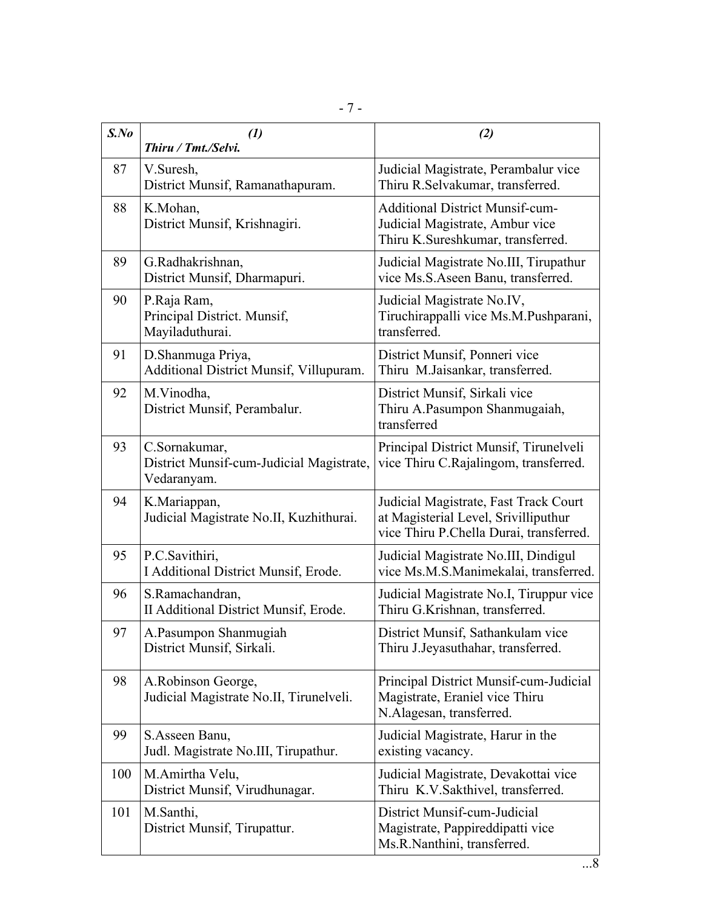| S.No | (1) Thiru / Tmt./Selvi. | (2) |
|---|---|---|
| 87 | V.Suresh, District Munsif, Ramanathapuram. | Judicial Magistrate, Perambalur vice Thiru R.Selvakumar, transferred. |
| 88 | K.Mohan, District Munsif, Krishnagiri. | Additional District Munsif-cum-Judicial Magistrate, Ambur vice Thiru K.Sureshkumar, transferred. |
| 89 | G.Radhakrishnan, District Munsif, Dharmapuri. | Judicial Magistrate No.III, Tirupathur vice Ms.S.Aseen Banu, transferred. |
| 90 | P.Raja Ram, Principal District. Munsif, Mayiladuthurai. | Judicial Magistrate No.IV, Tiruchirappalli vice Ms.M.Pushparani, transferred. |
| 91 | D.Shanmuga Priya, Additional District Munsif, Villupuram. | District Munsif, Ponneri vice Thiru M.Jaisankar, transferred. |
| 92 | M.Vinodha, District Munsif, Perambalur. | District Munsif, Sirkali vice Thiru A.Pasumpon Shanmugaiah, transferred |
| 93 | C.Sornakumar, District Munsif-cum-Judicial Magistrate, Vedaranyam. | Principal District Munsif, Tirunelveli vice Thiru C.Rajalingom, transferred. |
| 94 | K.Mariappan, Judicial Magistrate No.II, Kuzhithurai. | Judicial Magistrate, Fast Track Court at Magisterial Level, Srivilliputhur vice Thiru P.Chella Durai, transferred. |
| 95 | P.C.Savithiri, I Additional District Munsif, Erode. | Judicial Magistrate No.III, Dindigul vice Ms.M.S.Manimekalai, transferred. |
| 96 | S.Ramachandran, II Additional District Munsif, Erode. | Judicial Magistrate No.I, Tiruppur vice Thiru G.Krishnan, transferred. |
| 97 | A.Pasumpon Shanmugiah District Munsif, Sirkali. | District Munsif, Sathankulam vice Thiru J.Jeyasuthahar, transferred. |
| 98 | A.Robinson George, Judicial Magistrate No.II, Tirunelveli. | Principal District Munsif-cum-Judicial Magistrate, Eraniel vice Thiru N.Alagesan, transferred. |
| 99 | S.Asseen Banu, Judl. Magistrate No.III, Tirupathur. | Judicial Magistrate, Harur in the existing vacancy. |
| 100 | M.Amirtha Velu, District Munsif, Virudhunagar. | Judicial Magistrate, Devakottai vice Thiru K.V.Sakthivel, transferred. |
| 101 | M.Santhi, District Munsif, Tirupattur. | District Munsif-cum-Judicial Magistrate, Pappireddipatti vice Ms.R.Nanthini, transferred. |

...8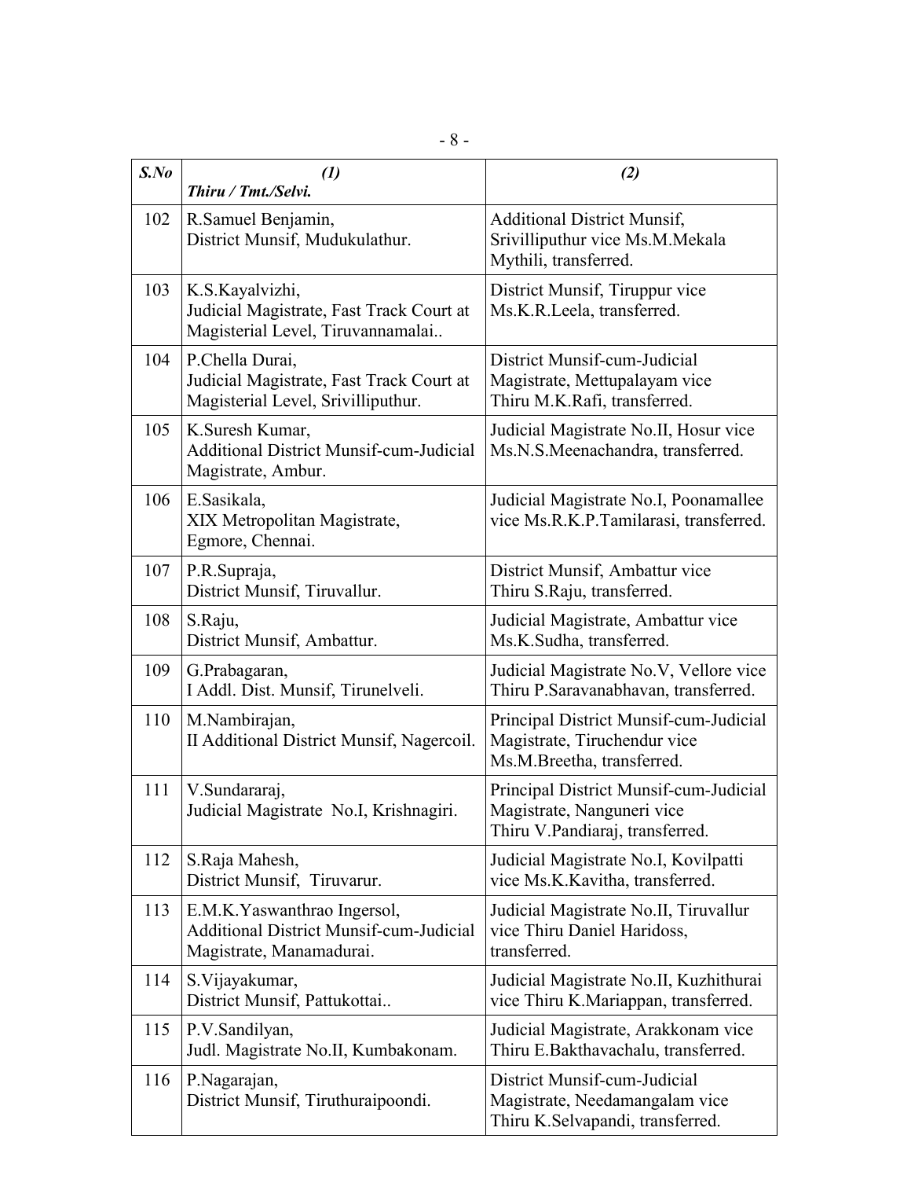| *S.No* | *(1)* ***Thiru / Tmt./Selvi.*** | *(2)* |
|---|---|---|
| 102 | R.Samuel Benjamin, District Munsif, Mudukulathur. | Additional District Munsif, Srivilliputhur vice Ms.M.Mekala Mythili, transferred. |
| 103 | K.S.Kayalvizhi, Judicial Magistrate, Fast Track Court at Magisterial Level, Tiruvannamalai.. | District Munsif, Tiruppur vice Ms.K.R.Leela, transferred. |
| 104 | P.Chella Durai, Judicial Magistrate, Fast Track Court at Magisterial Level, Srivilliputhur. | District Munsif-cum-Judicial Magistrate, Mettupalayam vice Thiru M.K.Rafi, transferred. |
| 105 | K.Suresh Kumar, Additional District Munsif-cum-Judicial Magistrate, Ambur. | Judicial Magistrate No.II, Hosur vice Ms.N.S.Meenachandra, transferred. |
| 106 | E.Sasikala, XIX Metropolitan Magistrate, Egmore, Chennai. | Judicial Magistrate No.I, Poonamallee vice Ms.R.K.P.Tamilarasi, transferred. |
| 107 | P.R.Supraja, District Munsif, Tiruvallur. | District Munsif, Ambattur vice Thiru S.Raju, transferred. |
| 108 | S.Raju, District Munsif, Ambattur. | Judicial Magistrate, Ambattur vice Ms.K.Sudha, transferred. |
| 109 | G.Prabagaran, I Addl. Dist. Munsif, Tirunelveli. | Judicial Magistrate No.V, Vellore vice Thiru P.Saravanabhavan, transferred. |
| 110 | M.Nambirajan, II Additional District Munsif, Nagercoil. | Principal District Munsif-cum-Judicial Magistrate, Tiruchendur vice Ms.M.Breetha, transferred. |
| 111 | V.Sundararaj, Judicial Magistrate No.I, Krishnagiri. | Principal District Munsif-cum-Judicial Magistrate, Nanguneri vice Thiru V.Pandiaraj, transferred. |
| 112 | S.Raja Mahesh, District Munsif, Tiruvarur. | Judicial Magistrate No.I, Kovilpatti vice Ms.K.Kavitha, transferred. |
| 113 | E.M.K.Yaswanthrao Ingersol, Additional District Munsif-cum-Judicial Magistrate, Manamadurai. | Judicial Magistrate No.II, Tiruvallur vice Thiru Daniel Haridoss, transferred. |
| 114 | S.Vijayakumar, District Munsif, Pattukottai.. | Judicial Magistrate No.II, Kuzhithurai vice Thiru K.Mariappan, transferred. |
| 115 | P.V.Sandilyan, Judl. Magistrate No.II, Kumbakonam. | Judicial Magistrate, Arakkonam vice Thiru E.Bakthavachalu, transferred. |
| 116 | P.Nagarajan, District Munsif, Tiruthuraipoondi. | District Munsif-cum-Judicial Magistrate, Needamangalam vice Thiru K.Selvapandi, transferred. |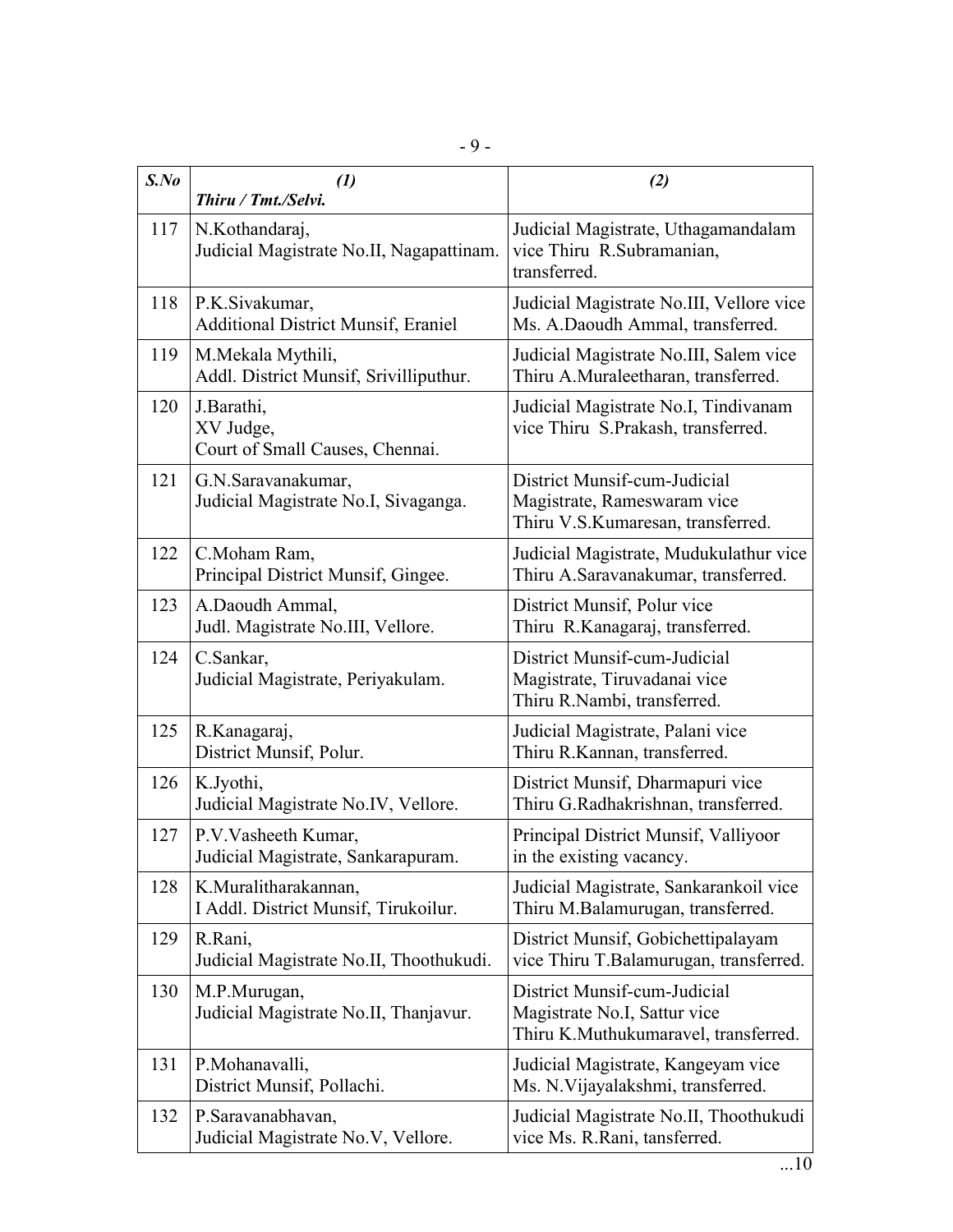| *S.No* | *(1)*<br>*Thiru / Tmt./Selvi.* | *(2)* |
|---|---|---|
| 117 | N.Kothandaraj,<br>Judicial Magistrate No.II, Nagapattinam. | Judicial Magistrate, Uthagamandalam vice Thiru R.Subramanian, transferred. |
| 118 | P.K.Sivakumar,<br>Additional District Munsif, Eraniel | Judicial Magistrate No.III, Vellore vice Ms. A.Daoudh Ammal, transferred. |
| 119 | M.Mekala Mythili,<br>Addl. District Munsif, Srivilliputhur. | Judicial Magistrate No.III, Salem vice Thiru A.Muraleetharan, transferred. |
| 120 | J.Barathi,<br>XV Judge,<br>Court of Small Causes, Chennai. | Judicial Magistrate No.I, Tindivanam vice Thiru S.Prakash, transferred. |
| 121 | G.N.Saravanakumar,<br>Judicial Magistrate No.I, Sivaganga. | District Munsif-cum-Judicial Magistrate, Rameswaram vice Thiru V.S.Kumaresan, transferred. |
| 122 | C.Moham Ram,<br>Principal District Munsif, Gingee. | Judicial Magistrate, Mudukulathur vice Thiru A.Saravanakumar, transferred. |
| 123 | A.Daoudh Ammal,<br>Judl. Magistrate No.III, Vellore. | District Munsif, Polur vice Thiru R.Kanagaraj, transferred. |
| 124 | C.Sankar,<br>Judicial Magistrate, Periyakulam. | District Munsif-cum-Judicial Magistrate, Tiruvadanai vice Thiru R.Nambi, transferred. |
| 125 | R.Kanagaraj,<br>District Munsif, Polur. | Judicial Magistrate, Palani vice Thiru R.Kannan, transferred. |
| 126 | K.Jyothi,<br>Judicial Magistrate No.IV, Vellore. | District Munsif, Dharmapuri vice Thiru G.Radhakrishnan, transferred. |
| 127 | P.V.Vasheeth Kumar,<br>Judicial Magistrate, Sankarapuram. | Principal District Munsif, Valliyoor in the existing vacancy. |
| 128 | K.Muralitharakannan,<br>I Addl. District Munsif, Tirukoilur. | Judicial Magistrate, Sankarankoil vice Thiru M.Balamurugan, transferred. |
| 129 | R.Rani,<br>Judicial Magistrate No.II, Thoothukudi. | District Munsif, Gobichettipalayam vice Thiru T.Balamurugan, transferred. |
| 130 | M.P.Murugan,<br>Judicial Magistrate No.II, Thanjavur. | District Munsif-cum-Judicial Magistrate No.I, Sattur vice Thiru K.Muthukumaravel, transferred. |
| 131 | P.Mohanavalli,<br>District Munsif, Pollachi. | Judicial Magistrate, Kangeyam vice Ms. N.Vijayalakshmi, transferred. |
| 132 | P.Saravanabhavan,<br>Judicial Magistrate No.V, Vellore. | Judicial Magistrate No.II, Thoothukudi vice Ms. R.Rani, tansferred. |

...10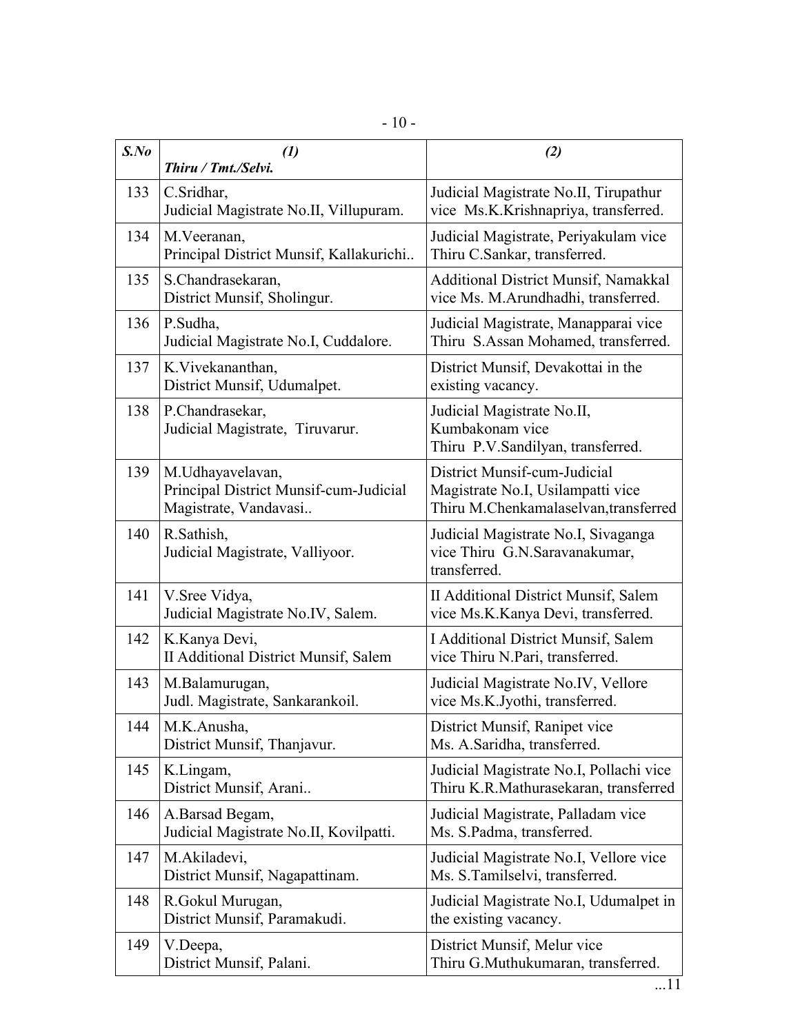| S.No | (1)<br>Thiru / Tmt./Selvi. | (2) |
|---|---|---|
| 133 | C.Sridhar,<br>Judicial Magistrate No.II, Villupuram. | Judicial Magistrate No.II, Tirupathur vice Ms.K.Krishnapriya, transferred. |
| 134 | M.Veeranan,<br>Principal District Munsif, Kallakurichi.. | Judicial Magistrate, Periyakulam vice Thiru C.Sankar, transferred. |
| 135 | S.Chandrasekaran,<br>District Munsif, Sholingur. | Additional District Munsif, Namakkal vice Ms. M.Arundhadhi, transferred. |
| 136 | P.Sudha,<br>Judicial Magistrate No.I, Cuddalore. | Judicial Magistrate, Manapparai vice Thiru S.Assan Mohamed, transferred. |
| 137 | K.Vivekananthan,<br>District Munsif, Udumalpet. | District Munsif, Devakottai in the existing vacancy. |
| 138 | P.Chandrasekar,<br>Judicial Magistrate, Tiruvarur. | Judicial Magistrate No.II, Kumbakonam vice Thiru P.V.Sandilyan, transferred. |
| 139 | M.Udhayavelavan,<br>Principal District Munsif-cum-Judicial Magistrate, Vandavasi.. | District Munsif-cum-Judicial Magistrate No.I, Usilampatti vice Thiru M.Chenkamalaselvan,transferred |
| 140 | R.Sathish,<br>Judicial Magistrate, Valliyoor. | Judicial Magistrate No.I, Sivaganga vice Thiru G.N.Saravanakumar, transferred. |
| 141 | V.Sree Vidya,<br>Judicial Magistrate No.IV, Salem. | II Additional District Munsif, Salem vice Ms.K.Kanya Devi, transferred. |
| 142 | K.Kanya Devi,<br>II Additional District Munsif, Salem | I Additional District Munsif, Salem vice Thiru N.Pari, transferred. |
| 143 | M.Balamurugan,<br>Judl. Magistrate, Sankarankoil. | Judicial Magistrate No.IV, Vellore vice Ms.K.Jyothi, transferred. |
| 144 | M.K.Anusha,<br>District Munsif, Thanjavur. | District Munsif, Ranipet vice Ms. A.Saridha, transferred. |
| 145 | K.Lingam,<br>District Munsif, Arani.. | Judicial Magistrate No.I, Pollachi vice Thiru K.R.Mathurasekaran, transferred |
| 146 | A.Barsad Begam,<br>Judicial Magistrate No.II, Kovilpatti. | Judicial Magistrate, Palladam vice Ms. S.Padma, transferred. |
| 147 | M.Akiladevi,<br>District Munsif, Nagapattinam. | Judicial Magistrate No.I, Vellore vice Ms. S.Tamilselvi, transferred. |
| 148 | R.Gokul Murugan,<br>District Munsif, Paramakudi. | Judicial Magistrate No.I, Udumalpet in the existing vacancy. |
| 149 | V.Deepa,<br>District Munsif, Palani. | District Munsif, Melur vice Thiru G.Muthukumaran, transferred. |

...11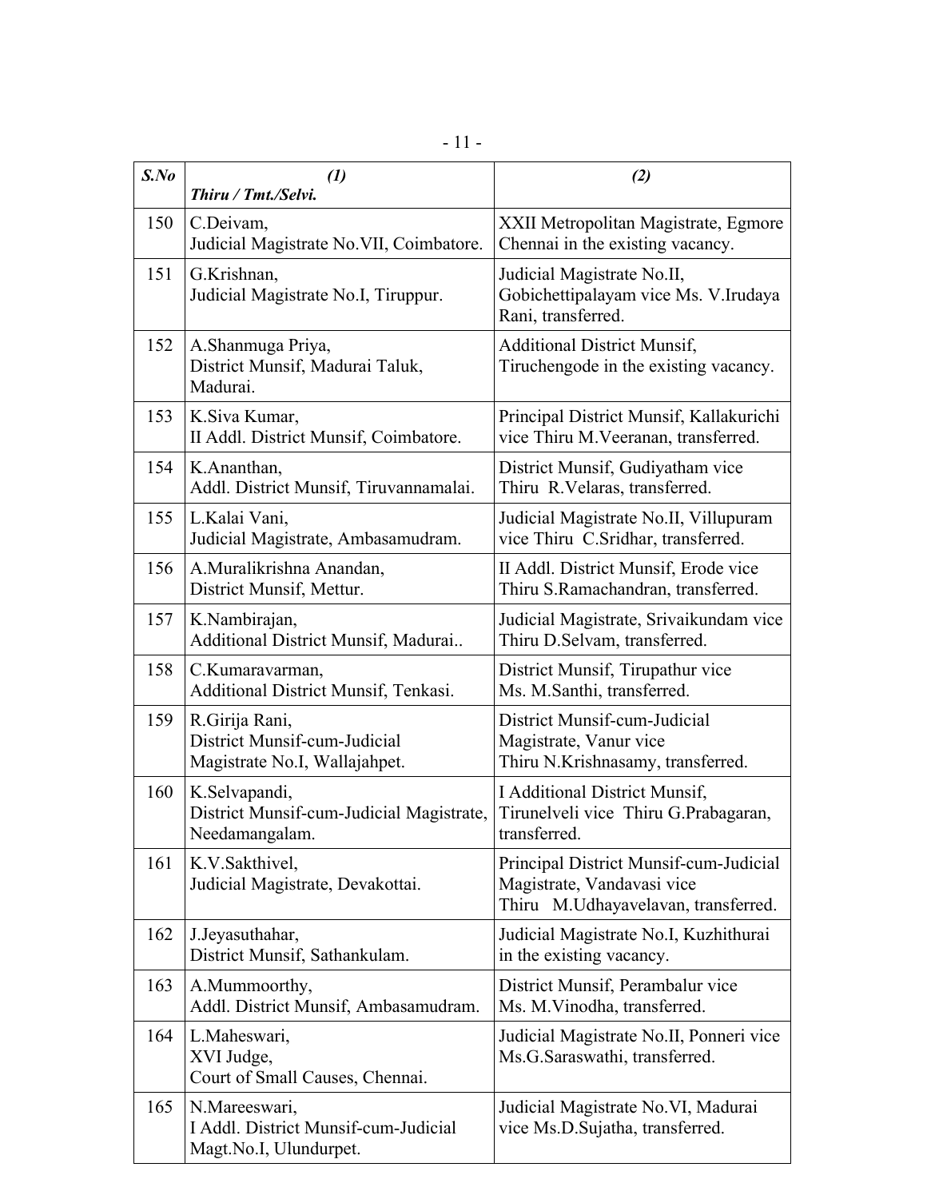| S.No | (1) *Thiru / Tmt./Selvi.* | (2) |
|---|---|---|
| 150 | C.Deivam, Judicial Magistrate No.VII, Coimbatore. | XXII Metropolitan Magistrate, Egmore Chennai in the existing vacancy. |
| 151 | G.Krishnan, Judicial Magistrate No.I, Tiruppur. | Judicial Magistrate No.II, Gobichettipalayam vice Ms. V.Irudaya Rani, transferred. |
| 152 | A.Shanmuga Priya, District Munsif, Madurai Taluk, Madurai. | Additional District Munsif, Tiruchengode in the existing vacancy. |
| 153 | K.Siva Kumar, II Addl. District Munsif, Coimbatore. | Principal District Munsif, Kallakurichi vice Thiru M.Veeranan, transferred. |
| 154 | K.Ananthan, Addl. District Munsif, Tiruvannamalai. | District Munsif, Gudiyatham vice Thiru R.Velaras, transferred. |
| 155 | L.Kalai Vani, Judicial Magistrate, Ambasamudram. | Judicial Magistrate No.II, Villupuram vice Thiru C.Sridhar, transferred. |
| 156 | A.Muralikrishna Anandan, District Munsif, Mettur. | II Addl. District Munsif, Erode vice Thiru S.Ramachandran, transferred. |
| 157 | K.Nambirajan, Additional District Munsif, Madurai.. | Judicial Magistrate, Srivaikundam vice Thiru D.Selvam, transferred. |
| 158 | C.Kumaravarman, Additional District Munsif, Tenkasi. | District Munsif, Tirupathur vice Ms. M.Santhi, transferred. |
| 159 | R.Girija Rani, District Munsif-cum-Judicial Magistrate No.I, Wallajahpet. | District Munsif-cum-Judicial Magistrate, Vanur vice Thiru N.Krishnasamy, transferred. |
| 160 | K.Selvapandi, District Munsif-cum-Judicial Magistrate, Needamangalam. | I Additional District Munsif, Tirunelveli vice Thiru G.Prabagaran, transferred. |
| 161 | K.V.Sakthivel, Judicial Magistrate, Devakottai. | Principal District Munsif-cum-Judicial Magistrate, Vandavasi vice Thiru M.Udhayavelavan, transferred. |
| 162 | J.Jeyasuthahar, District Munsif, Sathankulam. | Judicial Magistrate No.I, Kuzhithurai in the existing vacancy. |
| 163 | A.Mummoorthy, Addl. District Munsif, Ambasamudram. | District Munsif, Perambalur vice Ms. M.Vinodha, transferred. |
| 164 | L.Maheswari, XVI Judge, Court of Small Causes, Chennai. | Judicial Magistrate No.II, Ponneri vice Ms.G.Saraswathi, transferred. |
| 165 | N.Mareeswari, I Addl. District Munsif-cum-Judicial Magt.No.I, Ulundurpet. | Judicial Magistrate No.VI, Madurai vice Ms.D.Sujatha, transferred. |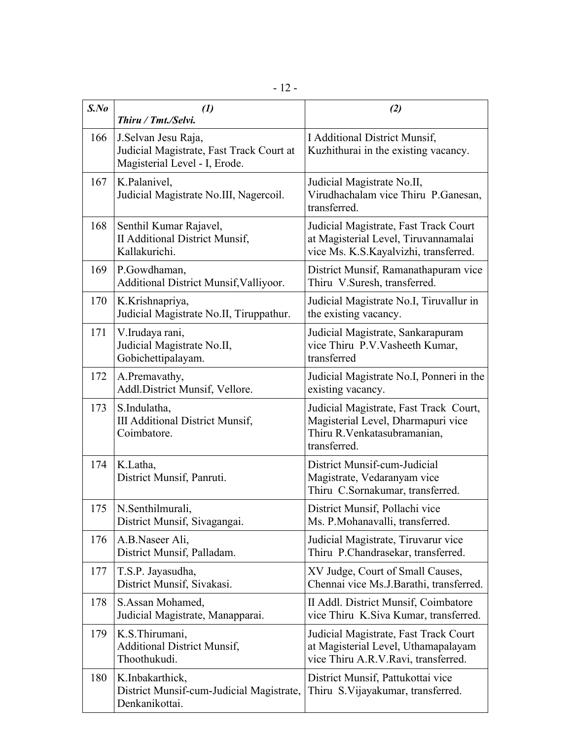| *S.No* | *(1)*<br>*Thiru / Tmt./Selvi.* | *(2)* |
|---|---|---|
| 166 | J.Selvan Jesu Raja,<br>Judicial Magistrate, Fast Track Court at Magisterial Level - I, Erode. | I Additional District Munsif, Kuzhithurai in the existing vacancy. |
| 167 | K.Palanivel,<br>Judicial Magistrate No.III, Nagercoil. | Judicial Magistrate No.II, Virudhachalam vice Thiru P.Ganesan, transferred. |
| 168 | Senthil Kumar Rajavel,<br>II Additional District Munsif, Kallakurichi. | Judicial Magistrate, Fast Track Court at Magisterial Level, Tiruvannamalai vice Ms. K.S.Kayalvizhi, transferred. |
| 169 | P.Gowdhaman,<br>Additional District Munsif,Valliyoor. | District Munsif, Ramanathapuram vice Thiru V.Suresh, transferred. |
| 170 | K.Krishnapriya,<br>Judicial Magistrate No.II, Tiruppathur. | Judicial Magistrate No.I, Tiruvallur in the existing vacancy. |
| 171 | V.Irudaya rani,<br>Judicial Magistrate No.II, Gobichettipalayam. | Judicial Magistrate, Sankarapuram vice Thiru P.V.Vasheeth Kumar, transferred |
| 172 | A.Premavathy,<br>Addl.District Munsif, Vellore. | Judicial Magistrate No.I, Ponneri in the existing vacancy. |
| 173 | S.Indulatha,<br>III Additional District Munsif, Coimbatore. | Judicial Magistrate, Fast Track Court, Magisterial Level, Dharmapuri vice Thiru R.Venkatasubramanian, transferred. |
| 174 | K.Latha,<br>District Munsif, Panruti. | District Munsif-cum-Judicial Magistrate, Vedaranyam vice Thiru C.Sornakumar, transferred. |
| 175 | N.Senthilmurali,<br>District Munsif, Sivagangai. | District Munsif, Pollachi vice Ms. P.Mohanavalli, transferred. |
| 176 | A.B.Naseer Ali,<br>District Munsif, Palladam. | Judicial Magistrate, Tiruvarur vice Thiru P.Chandrasekar, transferred. |
| 177 | T.S.P. Jayasudha,<br>District Munsif, Sivakasi. | XV Judge, Court of Small Causes, Chennai vice Ms.J.Barathi, transferred. |
| 178 | S.Assan Mohamed,<br>Judicial Magistrate, Manapparai. | II Addl. District Munsif, Coimbatore vice Thiru K.Siva Kumar, transferred. |
| 179 | K.S.Thirumani,<br>Additional District Munsif, Thoothukudi. | Judicial Magistrate, Fast Track Court at Magisterial Level, Uthamapalayam vice Thiru A.R.V.Ravi, transferred. |
| 180 | K.Inbakarthick,<br>District Munsif-cum-Judicial Magistrate, Denkanikottai. | District Munsif, Pattukottai vice Thiru S.Vijayakumar, transferred. |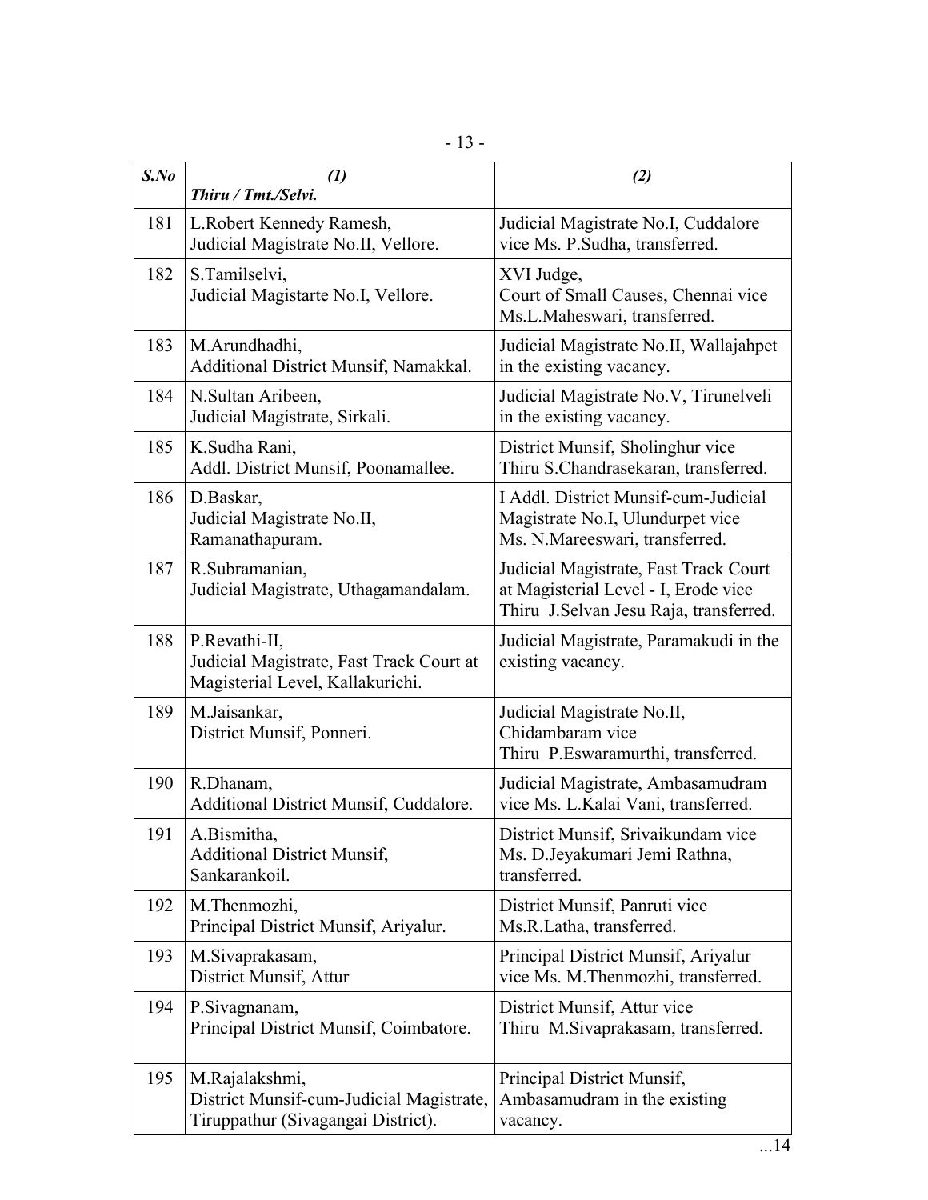| *S.No* | *(1)* *Thiru / Tmt./Selvi.* | *(2)* |
|---|---|---|
| 181 | L.Robert Kennedy Ramesh, Judicial Magistrate No.II, Vellore. | Judicial Magistrate No.I, Cuddalore vice Ms. P.Sudha, transferred. |
| 182 | S.Tamilselvi, Judicial Magistarte No.I, Vellore. | XVI Judge, Court of Small Causes, Chennai vice Ms.L.Maheswari, transferred. |
| 183 | M.Arundhadhi, Additional District Munsif, Namakkal. | Judicial Magistrate No.II, Wallajahpet in the existing vacancy. |
| 184 | N.Sultan Aribeen, Judicial Magistrate, Sirkali. | Judicial Magistrate No.V, Tirunelveli in the existing vacancy. |
| 185 | K.Sudha Rani, Addl. District Munsif, Poonamallee. | District Munsif, Sholinghur vice Thiru S.Chandrasekaran, transferred. |
| 186 | D.Baskar, Judicial Magistrate No.II, Ramanathapuram. | I Addl. District Munsif-cum-Judicial Magistrate No.I, Ulundurpet vice Ms. N.Mareeswari, transferred. |
| 187 | R.Subramanian, Judicial Magistrate, Uthagamandalam. | Judicial Magistrate, Fast Track Court at Magisterial Level - I, Erode vice Thiru J.Selvan Jesu Raja, transferred. |
| 188 | P.Revathi-II, Judicial Magistrate, Fast Track Court at Magisterial Level, Kallakurichi. | Judicial Magistrate, Paramakudi in the existing vacancy. |
| 189 | M.Jaisankar, District Munsif, Ponneri. | Judicial Magistrate No.II, Chidambaram vice Thiru P.Eswaramurthi, transferred. |
| 190 | R.Dhanam, Additional District Munsif, Cuddalore. | Judicial Magistrate, Ambasamudram vice Ms. L.Kalai Vani, transferred. |
| 191 | A.Bismitha, Additional District Munsif, Sankarankoil. | District Munsif, Srivaikundam vice Ms. D.Jeyakumari Jemi Rathna, transferred. |
| 192 | M.Thenmozhi, Principal District Munsif, Ariyalur. | District Munsif, Panruti vice Ms.R.Latha, transferred. |
| 193 | M.Sivaprakasam, District Munsif, Attur | Principal District Munsif, Ariyalur vice Ms. M.Thenmozhi, transferred. |
| 194 | P.Sivagnanam, Principal District Munsif, Coimbatore. | District Munsif, Attur vice Thiru M.Sivaprakasam, transferred. |
| 195 | M.Rajalakshmi, District Munsif-cum-Judicial Magistrate, Tiruppathur (Sivagangai District). | Principal District Munsif, Ambasamudram in the existing vacancy. |

...14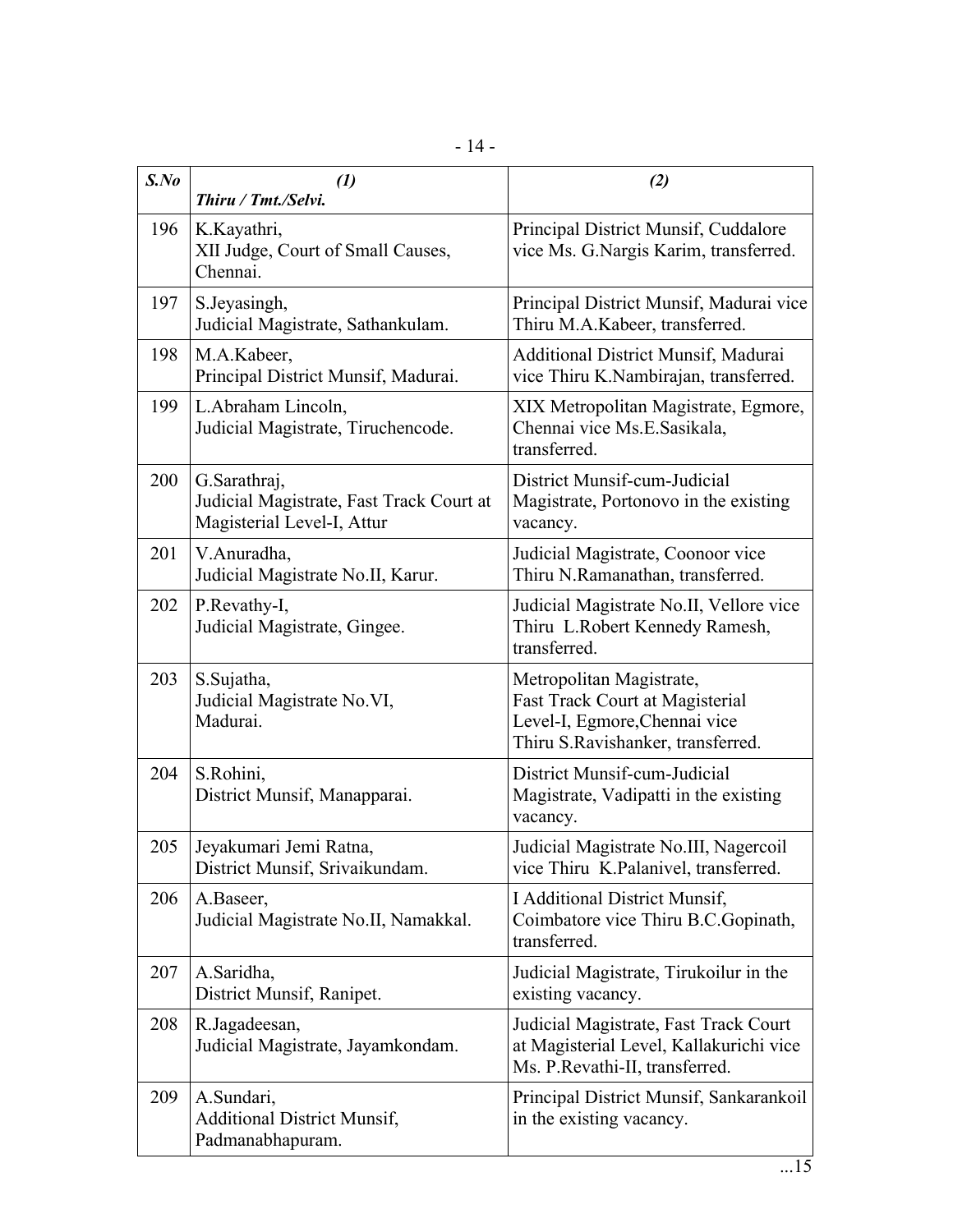| ***S.No*** | ***(1)*** ***Thiru / Tmt./Selvi.*** | ***(2)*** |
|---|---|---|
| 196 | K.Kayathri, XII Judge, Court of Small Causes, Chennai. | Principal District Munsif, Cuddalore vice Ms. G.Nargis Karim, transferred. |
| 197 | S.Jeyasingh, Judicial Magistrate, Sathankulam. | Principal District Munsif, Madurai vice Thiru M.A.Kabeer, transferred. |
| 198 | M.A.Kabeer, Principal District Munsif, Madurai. | Additional District Munsif, Madurai vice Thiru K.Nambirajan, transferred. |
| 199 | L.Abraham Lincoln, Judicial Magistrate, Tiruchencode. | XIX Metropolitan Magistrate, Egmore, Chennai vice Ms.E.Sasikala, transferred. |
| 200 | G.Sarathraj, Judicial Magistrate, Fast Track Court at Magisterial Level-I, Attur | District Munsif-cum-Judicial Magistrate, Portonovo in the existing vacancy. |
| 201 | V.Anuradha, Judicial Magistrate No.II, Karur. | Judicial Magistrate, Coonoor vice Thiru N.Ramanathan, transferred. |
| 202 | P.Revathy-I, Judicial Magistrate, Gingee. | Judicial Magistrate No.II, Vellore vice Thiru L.Robert Kennedy Ramesh, transferred. |
| 203 | S.Sujatha, Judicial Magistrate No.VI, Madurai. | Metropolitan Magistrate, Fast Track Court at Magisterial Level-I, Egmore,Chennai vice Thiru S.Ravishanker, transferred. |
| 204 | S.Rohini, District Munsif, Manapparai. | District Munsif-cum-Judicial Magistrate, Vadipatti in the existing vacancy. |
| 205 | Jeyakumari Jemi Ratna, District Munsif, Srivaikundam. | Judicial Magistrate No.III, Nagercoil vice Thiru K.Palanivel, transferred. |
| 206 | A.Baseer, Judicial Magistrate No.II, Namakkal. | I Additional District Munsif, Coimbatore vice Thiru B.C.Gopinath, transferred. |
| 207 | A.Saridha, District Munsif, Ranipet. | Judicial Magistrate, Tirukoilur in the existing vacancy. |
| 208 | R.Jagadeesan, Judicial Magistrate, Jayamkondam. | Judicial Magistrate, Fast Track Court at Magisterial Level, Kallakurichi vice Ms. P.Revathi-II, transferred. |
| 209 | A.Sundari, Additional District Munsif, Padmanabhapuram. | Principal District Munsif, Sankarankoil in the existing vacancy. |

...15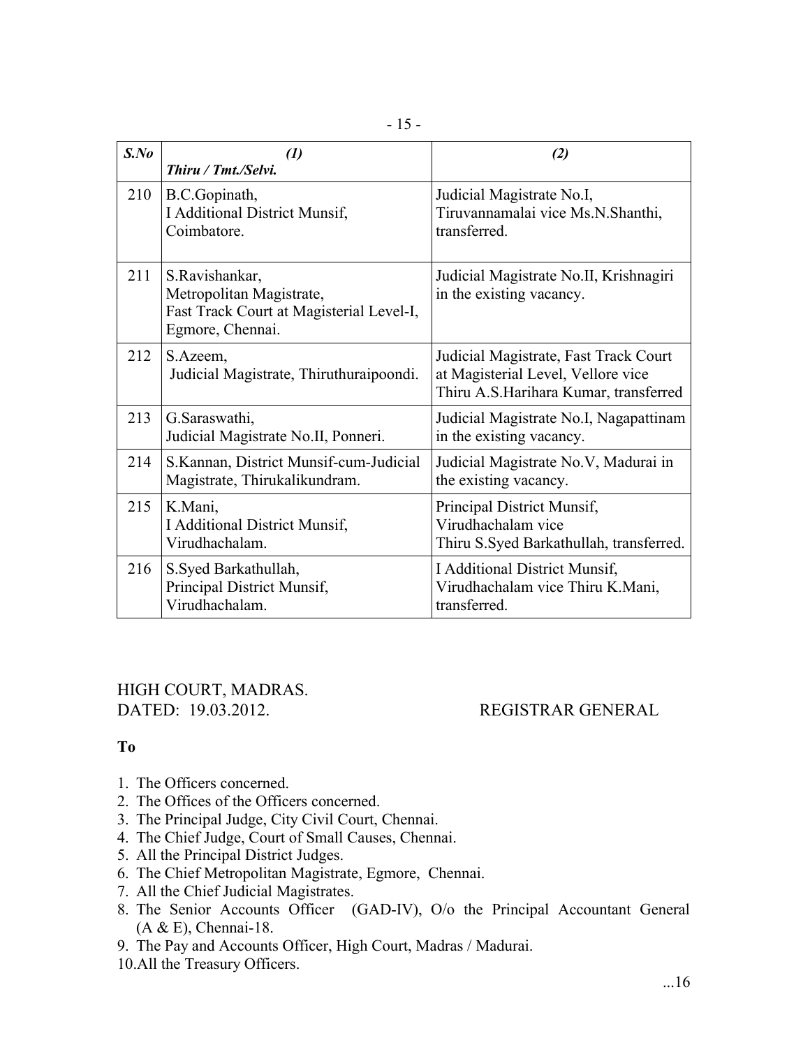| *S.No* | *(1)* *Thiru / Tmt./Selvi.* | *(2)* |
|---|---|---|
| 210 | B.C.Gopinath, I Additional District Munsif, Coimbatore. | Judicial Magistrate No.I, Tiruvannamalai vice Ms.N.Shanthi, transferred. |
| 211 | S.Ravishankar, Metropolitan Magistrate, Fast Track Court at Magisterial Level-I, Egmore, Chennai. | Judicial Magistrate No.II, Krishnagiri in the existing vacancy. |
| 212 | S.Azeem, Judicial Magistrate, Thiruthuraipoondi. | Judicial Magistrate, Fast Track Court at Magisterial Level, Vellore vice Thiru A.S.Harihara Kumar, transferred |
| 213 | G.Saraswathi, Judicial Magistrate No.II, Ponneri. | Judicial Magistrate No.I, Nagapattinam in the existing vacancy. |
| 214 | S.Kannan, District Munsif-cum-Judicial Magistrate, Thirukalikundram. | Judicial Magistrate No.V, Madurai in the existing vacancy. |
| 215 | K.Mani, I Additional District Munsif, Virudhachalam. | Principal District Munsif, Virudhachalam vice Thiru S.Syed Barkathullah, transferred. |
| 216 | S.Syed Barkathullah, Principal District Munsif, Virudhachalam. | I Additional District Munsif, Virudhachalam vice Thiru K.Mani, transferred. |

HIGH COURT, MADRAS.
DATED: 19.03.2012.

REGISTRAR GENERAL

**To**

1. The Officers concerned.
2. The Offices of the Officers concerned.
3. The Principal Judge, City Civil Court, Chennai.
4. The Chief Judge, Court of Small Causes, Chennai.
5. All the Principal District Judges.
6. The Chief Metropolitan Magistrate, Egmore, Chennai.
7. All the Chief Judicial Magistrates.
8. The Senior Accounts Officer (GAD-IV), O/o the Principal Accountant General (A & E), Chennai-18.
9. The Pay and Accounts Officer, High Court, Madras / Madurai.
10. All the Treasury Officers.

...16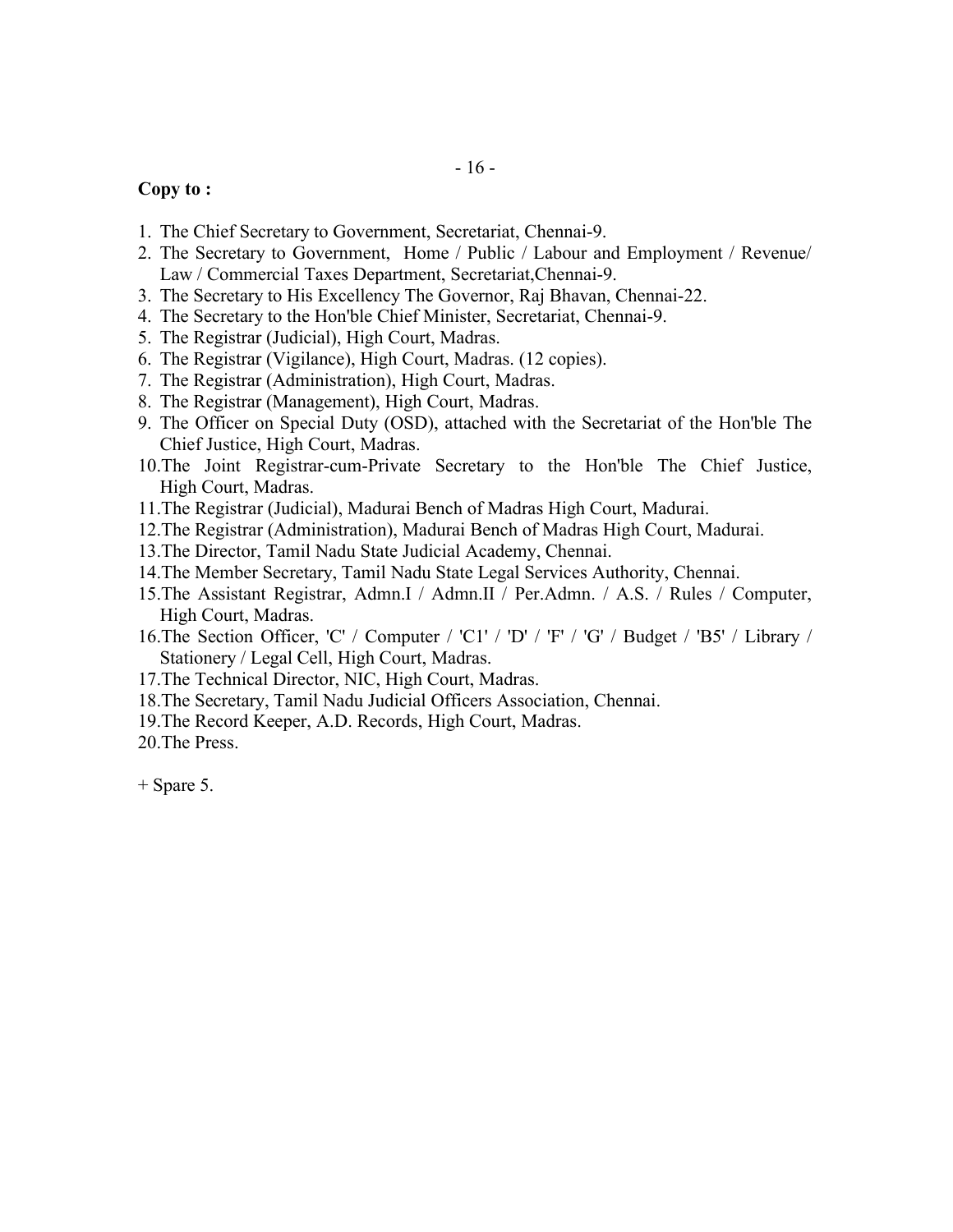**Copy to :**

1. The Chief Secretary to Government, Secretariat, Chennai-9.
2. The Secretary to Government, Home / Public / Labour and Employment / Revenue/ Law / Commercial Taxes Department, Secretariat,Chennai-9.
3. The Secretary to His Excellency The Governor, Raj Bhavan, Chennai-22.
4. The Secretary to the Hon'ble Chief Minister, Secretariat, Chennai-9.
5. The Registrar (Judicial), High Court, Madras.
6. The Registrar (Vigilance), High Court, Madras. (12 copies).
7. The Registrar (Administration), High Court, Madras.
8. The Registrar (Management), High Court, Madras.
9. The Officer on Special Duty (OSD), attached with the Secretariat of the Hon'ble The Chief Justice, High Court, Madras.
10. The Joint Registrar-cum-Private Secretary to the Hon'ble The Chief Justice, High Court, Madras.
11. The Registrar (Judicial), Madurai Bench of Madras High Court, Madurai.
12. The Registrar (Administration), Madurai Bench of Madras High Court, Madurai.
13. The Director, Tamil Nadu State Judicial Academy, Chennai.
14. The Member Secretary, Tamil Nadu State Legal Services Authority, Chennai.
15. The Assistant Registrar, Admn.I / Admn.II / Per.Admn. / A.S. / Rules / Computer, High Court, Madras.
16. The Section Officer, 'C' / Computer / 'C1' / 'D' / 'F' / 'G' / Budget / 'B5' / Library / Stationery / Legal Cell, High Court, Madras.
17. The Technical Director, NIC, High Court, Madras.
18. The Secretary, Tamil Nadu Judicial Officers Association, Chennai.
19. The Record Keeper, A.D. Records, High Court, Madras.
20. The Press.

+ Spare 5.